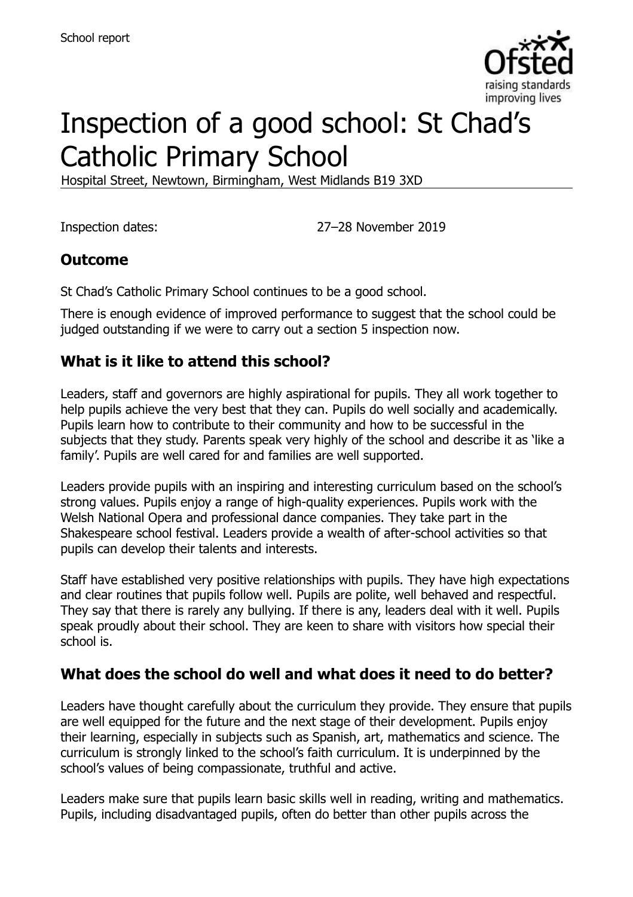School report

# Inspection of a good school: St Chad's Catholic Primary School

Hospital Street, Newtown, Birmingham, West Midlands B19 3XD

Inspection dates: 27–28 November 2019

## Outcome

St Chad's Catholic Primary School continues to be a good school.

There is enough evidence of improved performance to suggest that the school could be judged outstanding if we were to carry out a section 5 inspection now.

## What is it like to attend this school?

Leaders, staff and governors are highly aspirational for pupils. They all work together to help pupils achieve the very best that they can. Pupils do well socially and academically. Pupils learn how to contribute to their community and how to be successful in the subjects that they study. Parents speak very highly of the school and describe it as 'like a family'. Pupils are well cared for and families are well supported.

Leaders provide pupils with an inspiring and interesting curriculum based on the school's strong values. Pupils enjoy a range of high-quality experiences. Pupils work with the Welsh National Opera and professional dance companies. They take part in the Shakespeare school festival. Leaders provide a wealth of after-school activities so that pupils can develop their talents and interests.

Staff have established very positive relationships with pupils. They have high expectations and clear routines that pupils follow well. Pupils are polite, well behaved and respectful. They say that there is rarely any bullying. If there is any, leaders deal with it well. Pupils speak proudly about their school. They are keen to share with visitors how special their school is.

## What does the school do well and what does it need to do better?

Leaders have thought carefully about the curriculum they provide. They ensure that pupils are well equipped for the future and the next stage of their development. Pupils enjoy their learning, especially in subjects such as Spanish, art, mathematics and science. The curriculum is strongly linked to the school's faith curriculum. It is underpinned by the school's values of being compassionate, truthful and active.

Leaders make sure that pupils learn basic skills well in reading, writing and mathematics. Pupils, including disadvantaged pupils, often do better than other pupils across the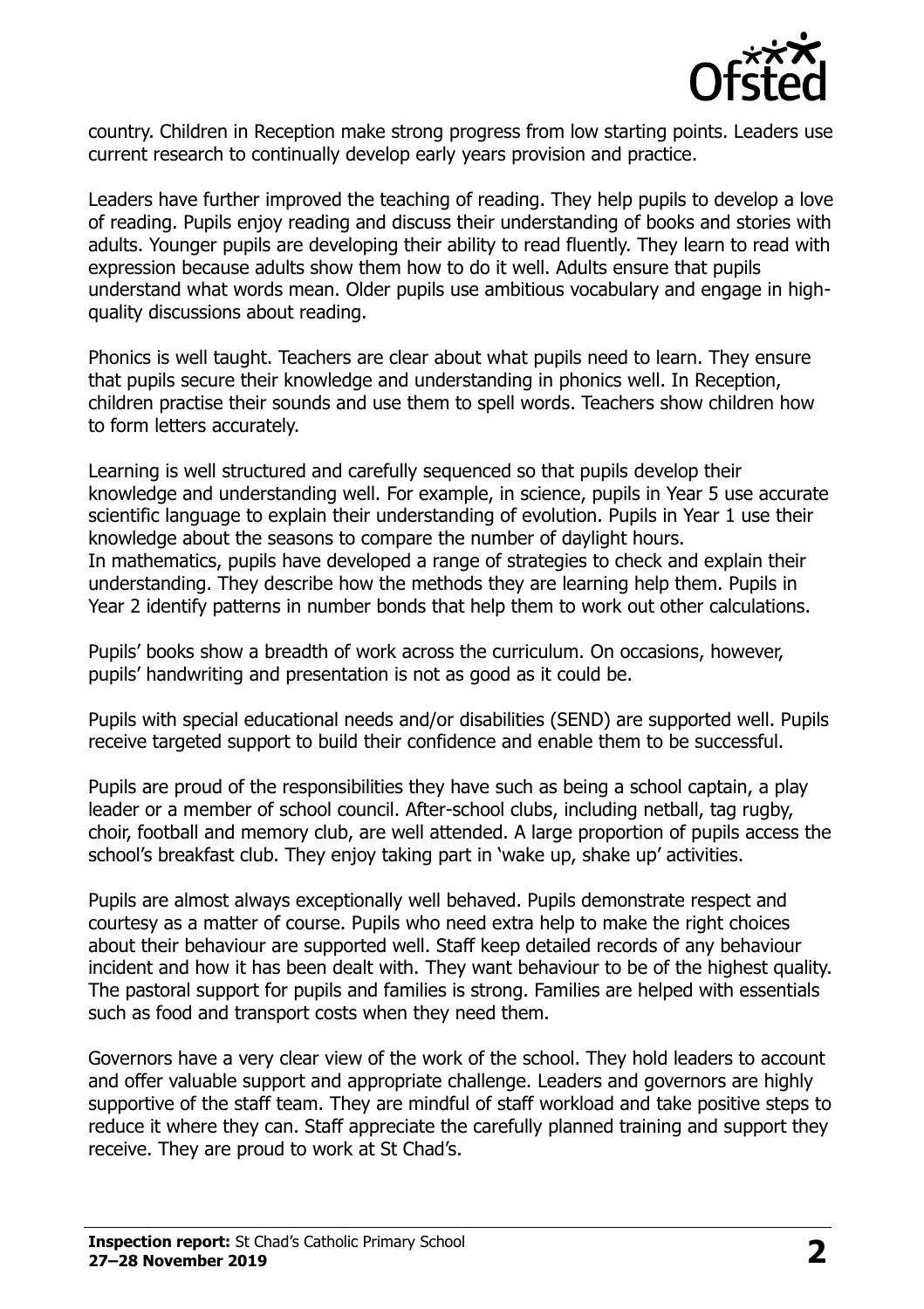country. Children in Reception make strong progress from low starting points. Leaders use current research to continually develop early years provision and practice.

Leaders have further improved the teaching of reading. They help pupils to develop a love of reading. Pupils enjoy reading and discuss their understanding of books and stories with adults. Younger pupils are developing their ability to read fluently. They learn to read with expression because adults show them how to do it well. Adults ensure that pupils understand what words mean. Older pupils use ambitious vocabulary and engage in high-quality discussions about reading.

Phonics is well taught. Teachers are clear about what pupils need to learn. They ensure that pupils secure their knowledge and understanding in phonics well. In Reception, children practise their sounds and use them to spell words. Teachers show children how to form letters accurately.

Learning is well structured and carefully sequenced so that pupils develop their knowledge and understanding well. For example, in science, pupils in Year 5 use accurate scientific language to explain their understanding of evolution. Pupils in Year 1 use their knowledge about the seasons to compare the number of daylight hours.
In mathematics, pupils have developed a range of strategies to check and explain their understanding. They describe how the methods they are learning help them. Pupils in Year 2 identify patterns in number bonds that help them to work out other calculations.

Pupils' books show a breadth of work across the curriculum. On occasions, however, pupils' handwriting and presentation is not as good as it could be.

Pupils with special educational needs and/or disabilities (SEND) are supported well. Pupils receive targeted support to build their confidence and enable them to be successful.

Pupils are proud of the responsibilities they have such as being a school captain, a play leader or a member of school council. After-school clubs, including netball, tag rugby, choir, football and memory club, are well attended. A large proportion of pupils access the school's breakfast club. They enjoy taking part in 'wake up, shake up' activities.

Pupils are almost always exceptionally well behaved. Pupils demonstrate respect and courtesy as a matter of course. Pupils who need extra help to make the right choices about their behaviour are supported well. Staff keep detailed records of any behaviour incident and how it has been dealt with. They want behaviour to be of the highest quality. The pastoral support for pupils and families is strong. Families are helped with essentials such as food and transport costs when they need them.

Governors have a very clear view of the work of the school. They hold leaders to account and offer valuable support and appropriate challenge. Leaders and governors are highly supportive of the staff team. They are mindful of staff workload and take positive steps to reduce it where they can. Staff appreciate the carefully planned training and support they receive. They are proud to work at St Chad's.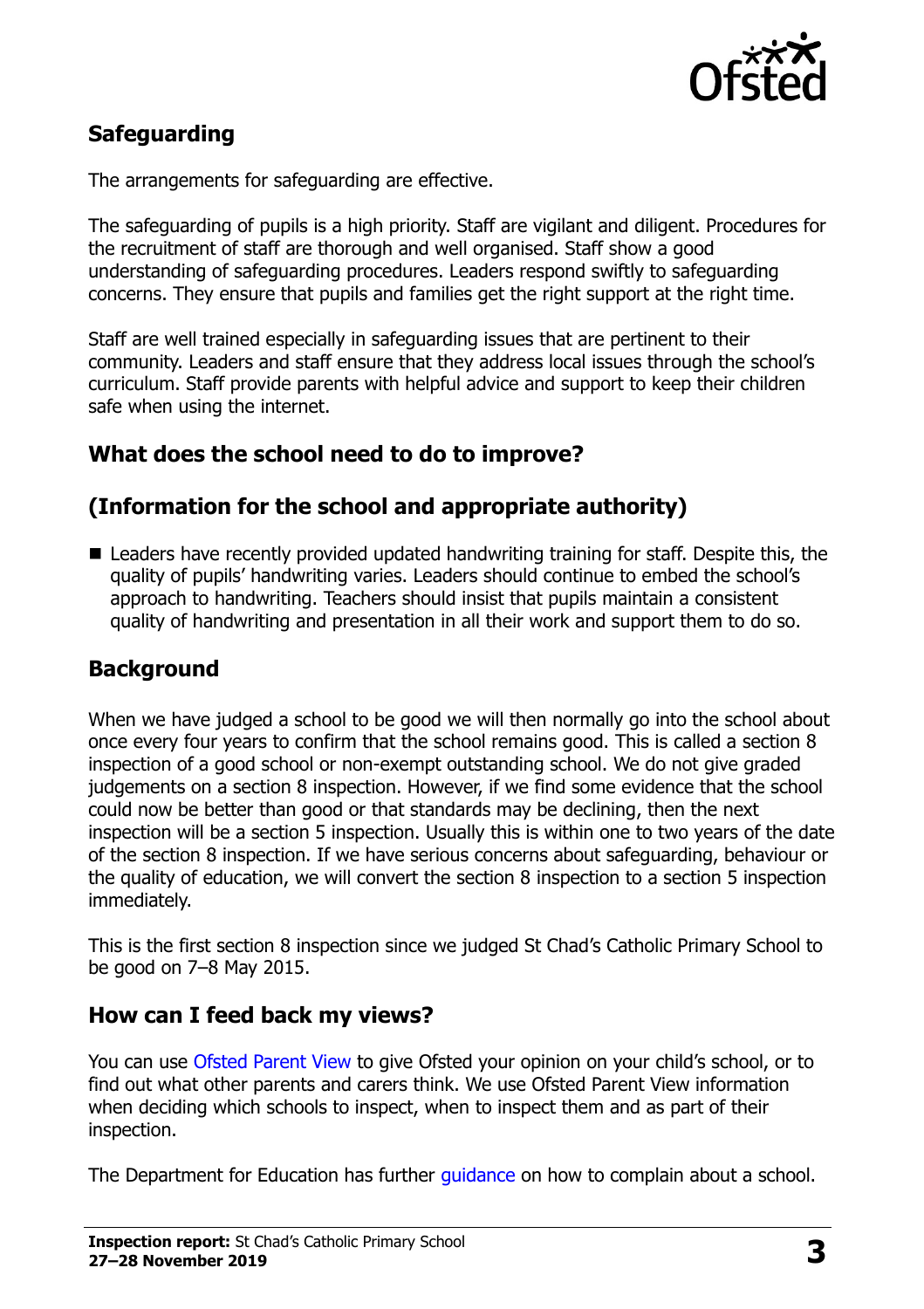## Safeguarding

The arrangements for safeguarding are effective.

The safeguarding of pupils is a high priority. Staff are vigilant and diligent. Procedures for the recruitment of staff are thorough and well organised. Staff show a good understanding of safeguarding procedures. Leaders respond swiftly to safeguarding concerns. They ensure that pupils and families get the right support at the right time.

Staff are well trained especially in safeguarding issues that are pertinent to their community. Leaders and staff ensure that they address local issues through the school's curriculum. Staff provide parents with helpful advice and support to keep their children safe when using the internet.

## What does the school need to do to improve?

## (Information for the school and appropriate authority)

- Leaders have recently provided updated handwriting training for staff. Despite this, the quality of pupils' handwriting varies. Leaders should continue to embed the school's approach to handwriting. Teachers should insist that pupils maintain a consistent quality of handwriting and presentation in all their work and support them to do so.

## Background

When we have judged a school to be good we will then normally go into the school about once every four years to confirm that the school remains good. This is called a section 8 inspection of a good school or non-exempt outstanding school. We do not give graded judgements on a section 8 inspection. However, if we find some evidence that the school could now be better than good or that standards may be declining, then the next inspection will be a section 5 inspection. Usually this is within one to two years of the date of the section 8 inspection. If we have serious concerns about safeguarding, behaviour or the quality of education, we will convert the section 8 inspection to a section 5 inspection immediately.

This is the first section 8 inspection since we judged St Chad's Catholic Primary School to be good on 7–8 May 2015.

## How can I feed back my views?

You can use Ofsted Parent View to give Ofsted your opinion on your child's school, or to find out what other parents and carers think. We use Ofsted Parent View information when deciding which schools to inspect, when to inspect them and as part of their inspection.

The Department for Education has further guidance on how to complain about a school.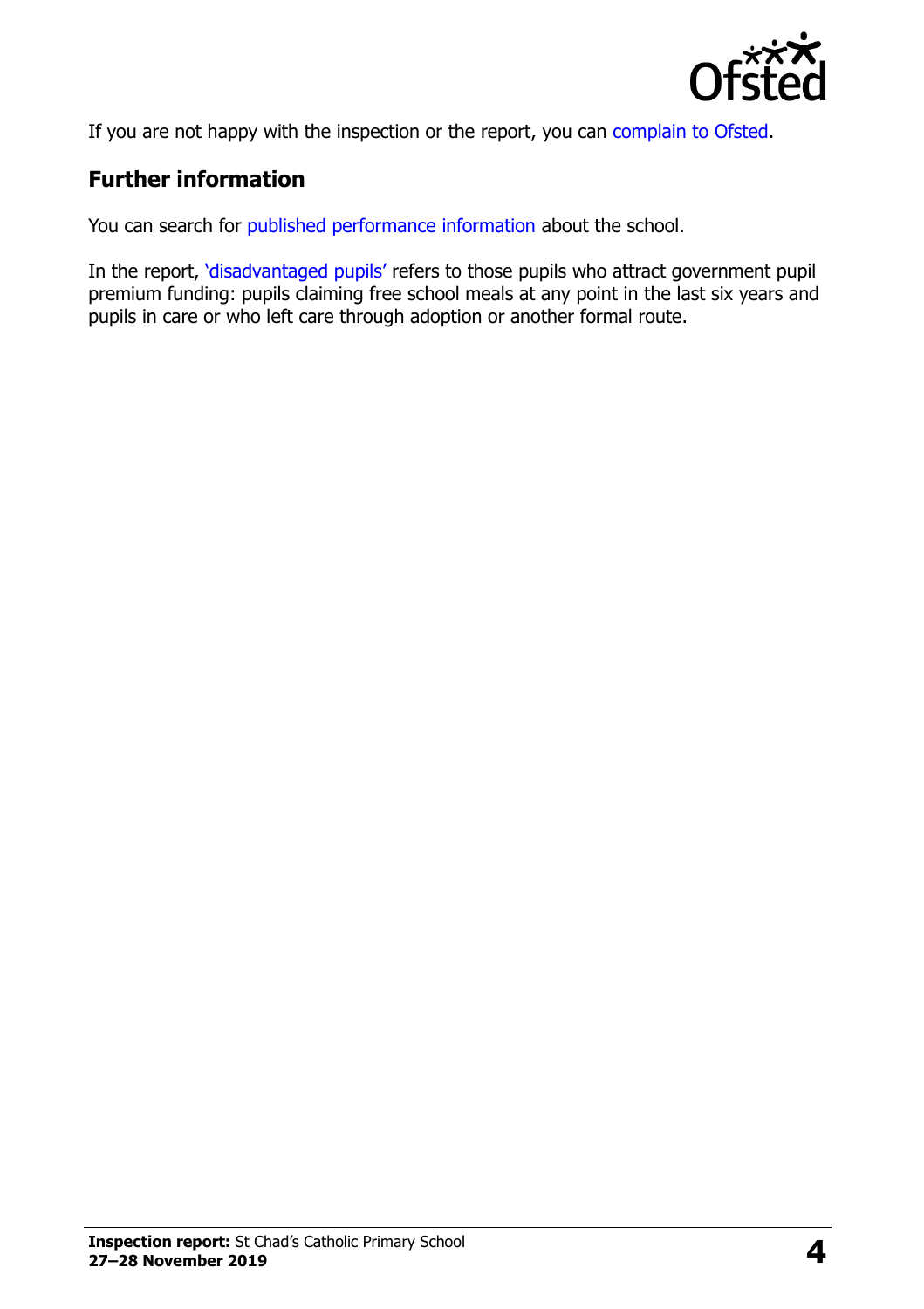If you are not happy with the inspection or the report, you can complain to Ofsted.

## Further information

You can search for published performance information about the school.

In the report, 'disadvantaged pupils' refers to those pupils who attract government pupil premium funding: pupils claiming free school meals at any point in the last six years and pupils in care or who left care through adoption or another formal route.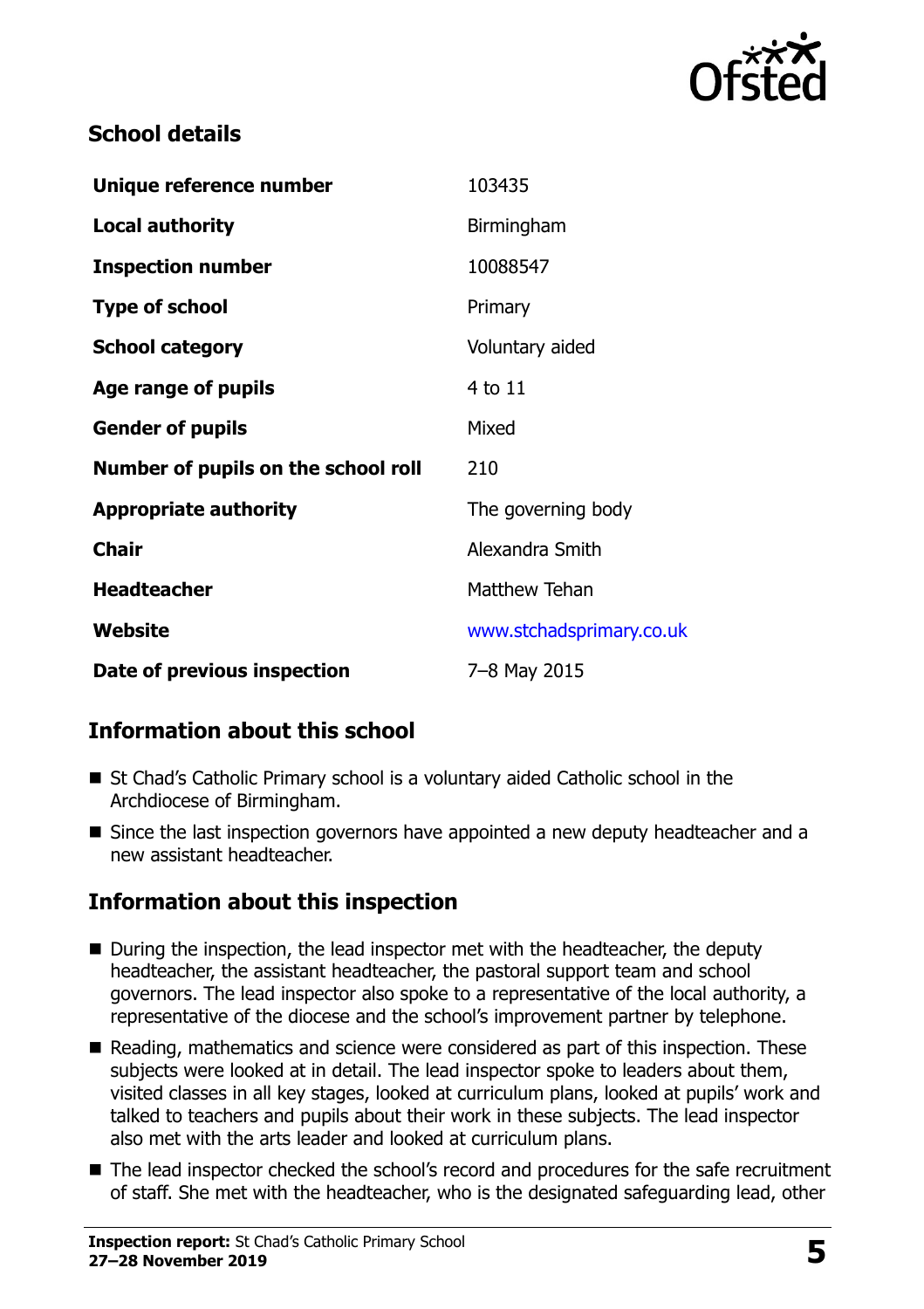## School details

| | |
|---|---|
| **Unique reference number** | 103435 |
| **Local authority** | Birmingham |
| **Inspection number** | 10088547 |
| **Type of school** | Primary |
| **School category** | Voluntary aided |
| **Age range of pupils** | 4 to 11 |
| **Gender of pupils** | Mixed |
| **Number of pupils on the school roll** | 210 |
| **Appropriate authority** | The governing body |
| **Chair** | Alexandra Smith |
| **Headteacher** | Matthew Tehan |
| **Website** | www.stchadsprimary.co.uk |
| **Date of previous inspection** | 7–8 May 2015 |

## Information about this school

- St Chad's Catholic Primary school is a voluntary aided Catholic school in the Archdiocese of Birmingham.
- Since the last inspection governors have appointed a new deputy headteacher and a new assistant headteacher.

## Information about this inspection

- During the inspection, the lead inspector met with the headteacher, the deputy headteacher, the assistant headteacher, the pastoral support team and school governors. The lead inspector also spoke to a representative of the local authority, a representative of the diocese and the school's improvement partner by telephone.
- Reading, mathematics and science were considered as part of this inspection. These subjects were looked at in detail. The lead inspector spoke to leaders about them, visited classes in all key stages, looked at curriculum plans, looked at pupils' work and talked to teachers and pupils about their work in these subjects. The lead inspector also met with the arts leader and looked at curriculum plans.
- The lead inspector checked the school's record and procedures for the safe recruitment of staff. She met with the headteacher, who is the designated safeguarding lead, other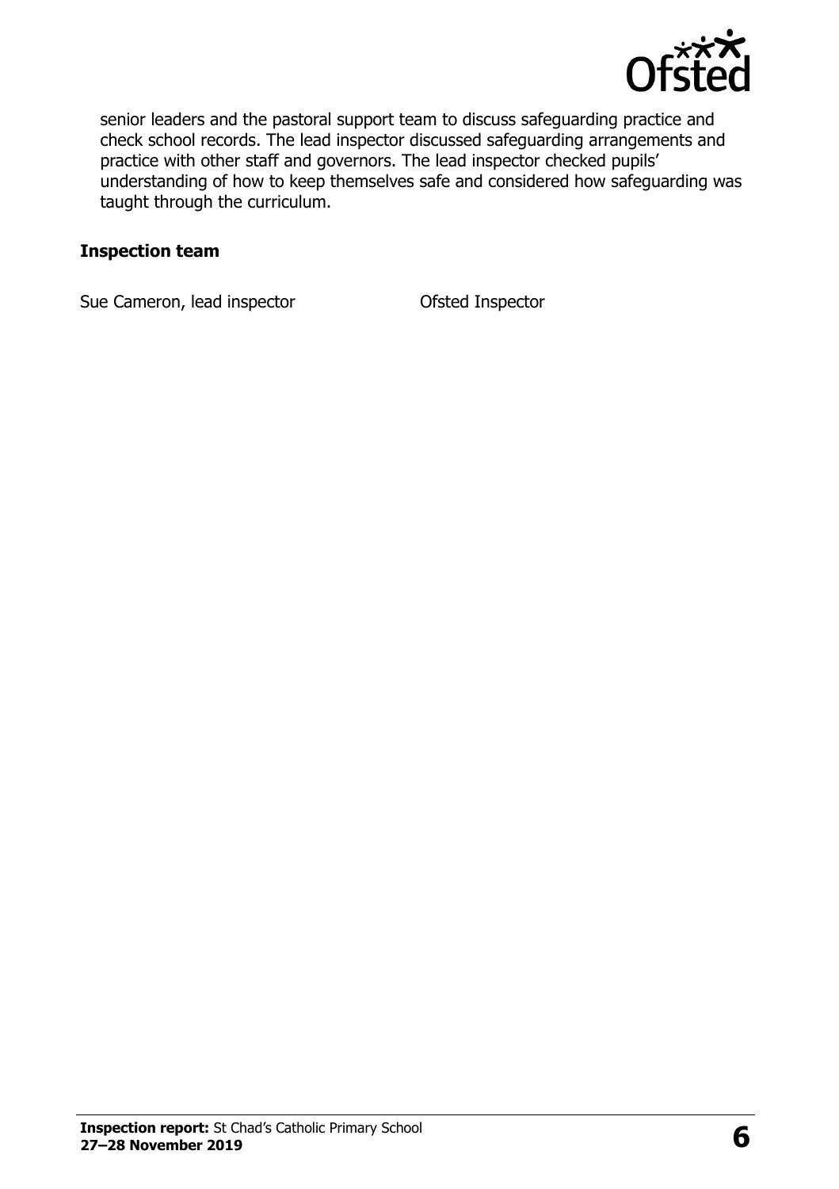senior leaders and the pastoral support team to discuss safeguarding practice and check school records. The lead inspector discussed safeguarding arrangements and practice with other staff and governors. The lead inspector checked pupils' understanding of how to keep themselves safe and considered how safeguarding was taught through the curriculum.

### Inspection team

| | |
|---|---|
| Sue Cameron, lead inspector | Ofsted Inspector |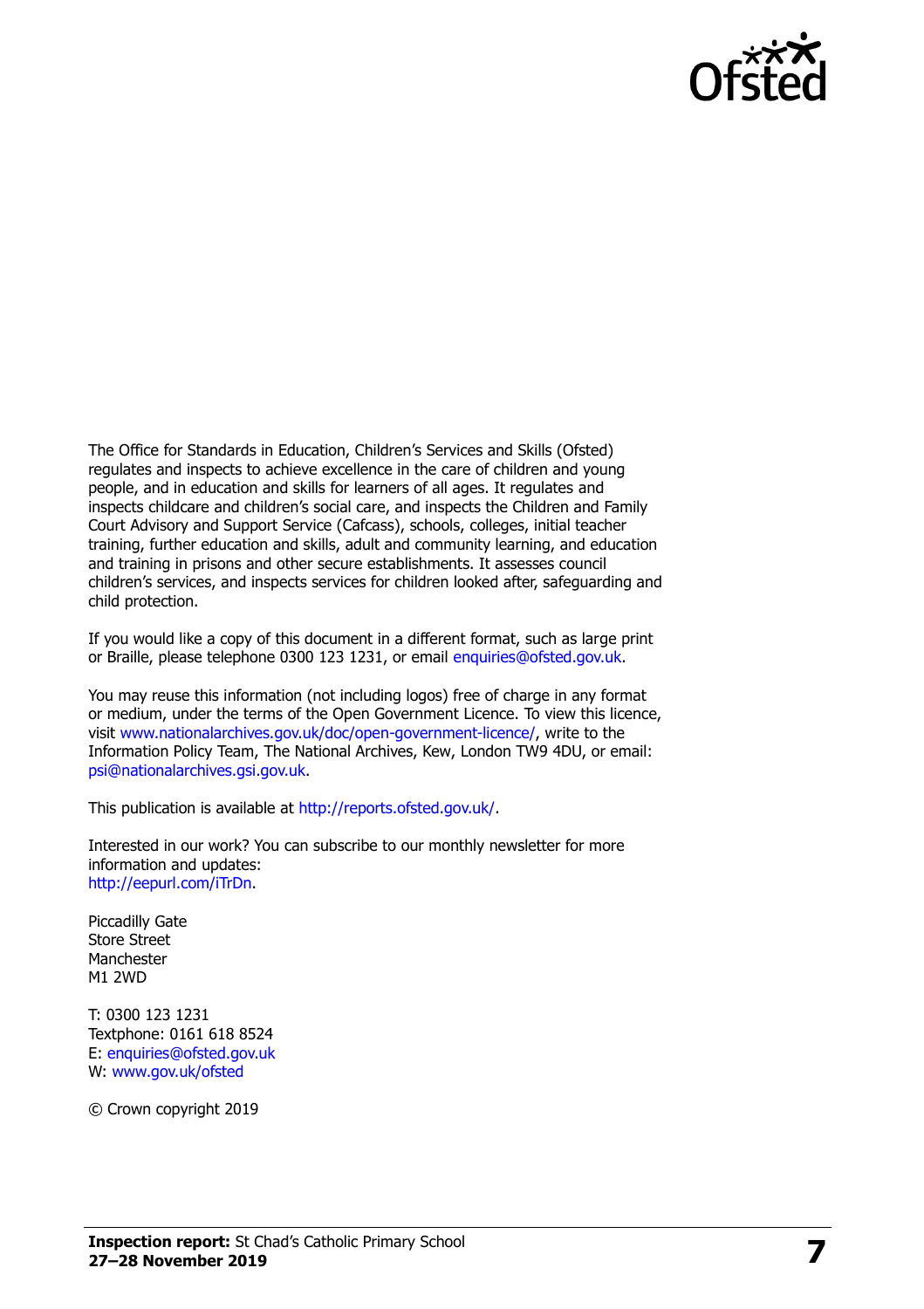The Office for Standards in Education, Children's Services and Skills (Ofsted) regulates and inspects to achieve excellence in the care of children and young people, and in education and skills for learners of all ages. It regulates and inspects childcare and children's social care, and inspects the Children and Family Court Advisory and Support Service (Cafcass), schools, colleges, initial teacher training, further education and skills, adult and community learning, and education and training in prisons and other secure establishments. It assesses council children's services, and inspects services for children looked after, safeguarding and child protection.

If you would like a copy of this document in a different format, such as large print or Braille, please telephone 0300 123 1231, or email enquiries@ofsted.gov.uk.

You may reuse this information (not including logos) free of charge in any format or medium, under the terms of the Open Government Licence. To view this licence, visit www.nationalarchives.gov.uk/doc/open-government-licence/, write to the Information Policy Team, The National Archives, Kew, London TW9 4DU, or email: psi@nationalarchives.gsi.gov.uk.

This publication is available at http://reports.ofsted.gov.uk/.

Interested in our work? You can subscribe to our monthly newsletter for more information and updates:
http://eepurl.com/iTrDn.

Piccadilly Gate
Store Street
Manchester
M1 2WD

T: 0300 123 1231
Textphone: 0161 618 8524
E: enquiries@ofsted.gov.uk
W: www.gov.uk/ofsted

© Crown copyright 2019